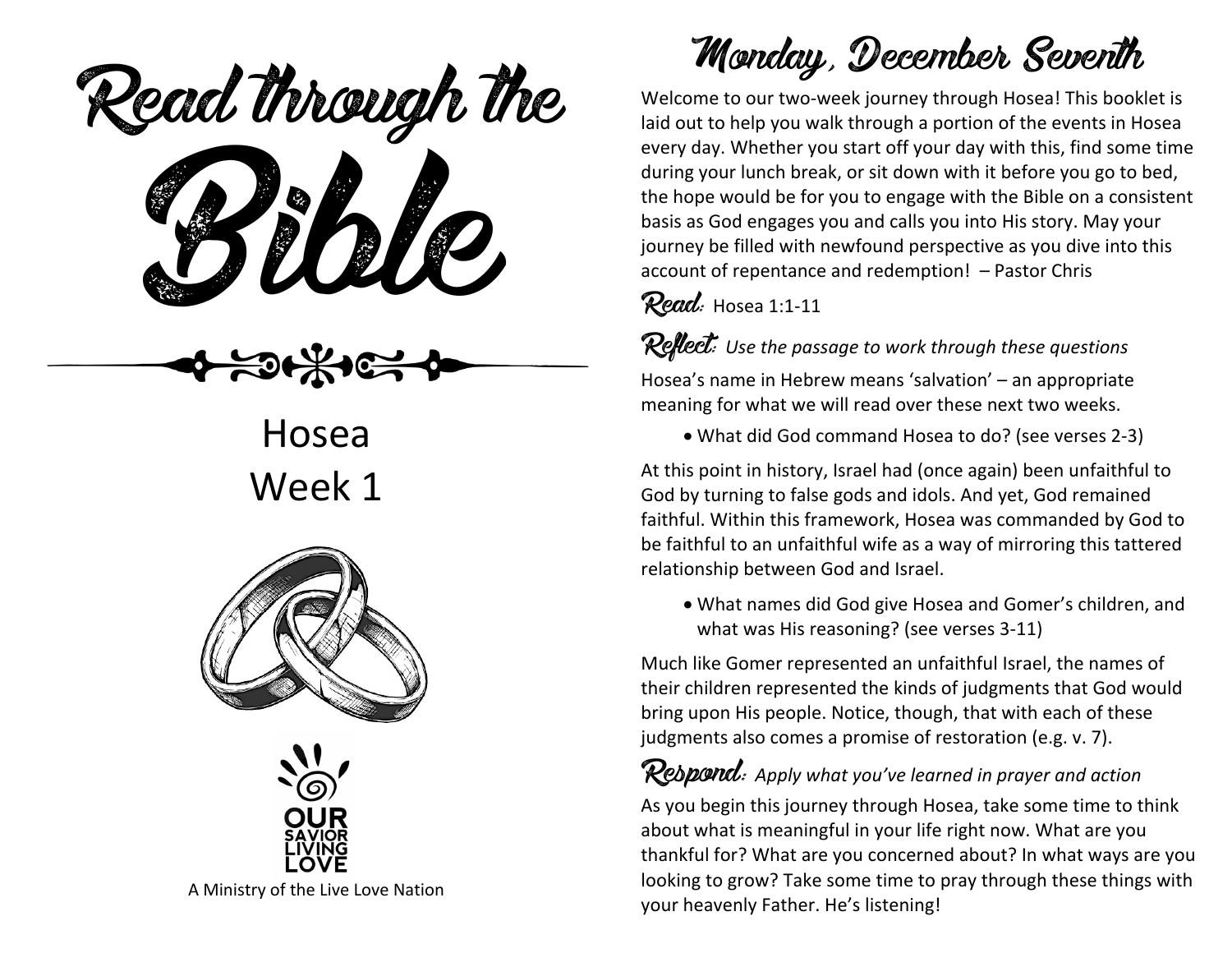# Read through the Bible

## Hosea
## Week 1

A Ministry of the Live Love Nation

# Monday, December Seventh

Welcome to our two-week journey through Hosea! This booklet is laid out to help you walk through a portion of the events in Hosea every day. Whether you start off your day with this, find some time during your lunch break, or sit down with it before you go to bed, the hope would be for you to engage with the Bible on a consistent basis as God engages you and calls you into His story. May your journey be filled with newfound perspective as you dive into this account of repentance and redemption! – Pastor Chris

**Read:** Hosea 1:1-11

**Reflect:** *Use the passage to work through these questions*

Hosea's name in Hebrew means 'salvation' – an appropriate meaning for what we will read over these next two weeks.

- What did God command Hosea to do? (see verses 2-3)

At this point in history, Israel had (once again) been unfaithful to God by turning to false gods and idols. And yet, God remained faithful. Within this framework, Hosea was commanded by God to be faithful to an unfaithful wife as a way of mirroring this tattered relationship between God and Israel.

- What names did God give Hosea and Gomer's children, and what was His reasoning? (see verses 3-11)

Much like Gomer represented an unfaithful Israel, the names of their children represented the kinds of judgments that God would bring upon His people. Notice, though, that with each of these judgments also comes a promise of restoration (e.g. v. 7).

**Respond:** *Apply what you've learned in prayer and action*

As you begin this journey through Hosea, take some time to think about what is meaningful in your life right now. What are you thankful for? What are you concerned about? In what ways are you looking to grow? Take some time to pray through these things with your heavenly Father. He's listening!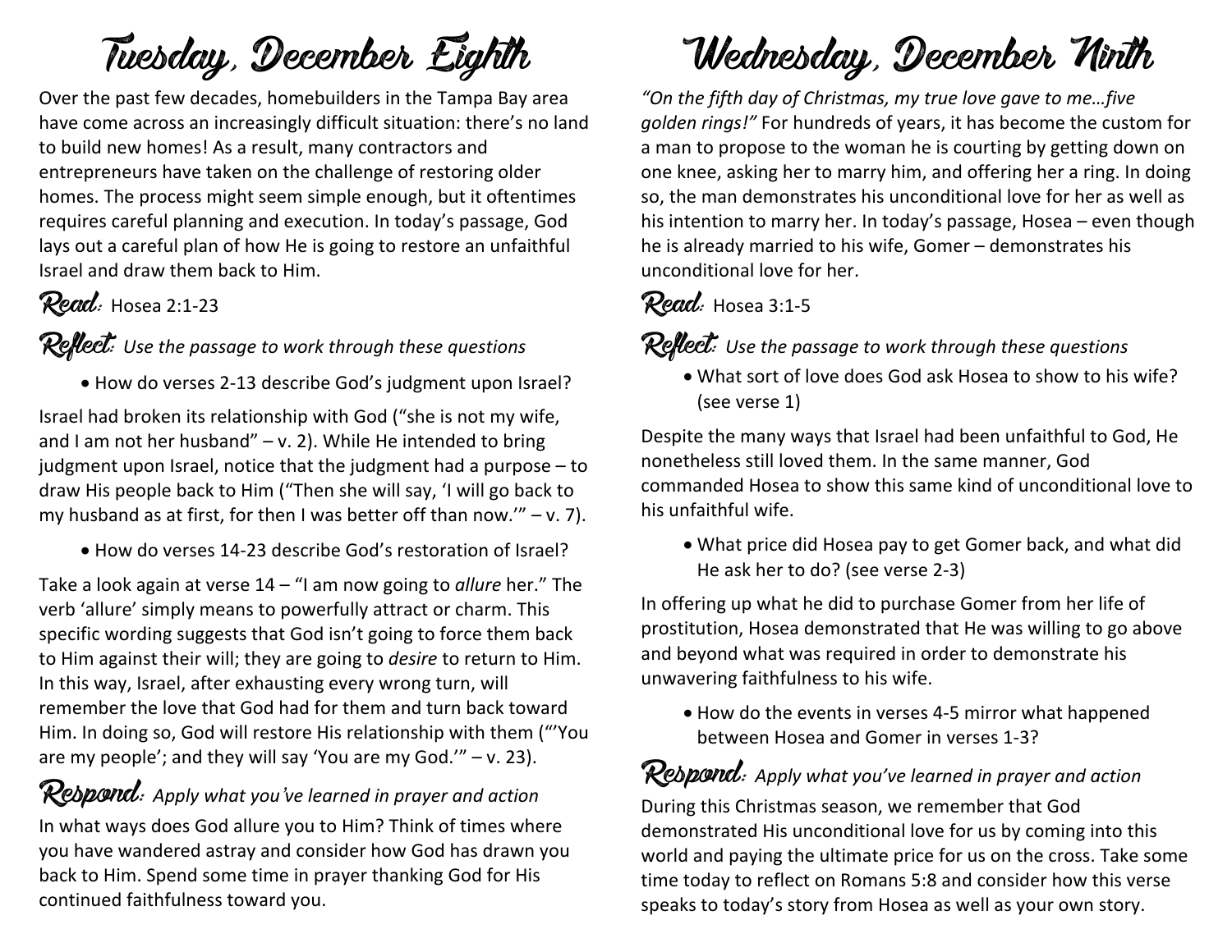# Tuesday, December Eighth

Over the past few decades, homebuilders in the Tampa Bay area have come across an increasingly difficult situation: there's no land to build new homes! As a result, many contractors and entrepreneurs have taken on the challenge of restoring older homes. The process might seem simple enough, but it oftentimes requires careful planning and execution. In today's passage, God lays out a careful plan of how He is going to restore an unfaithful Israel and draw them back to Him.

**Read:** Hosea 2:1-23

**Reflect:** *Use the passage to work through these questions*

- How do verses 2-13 describe God's judgment upon Israel?

Israel had broken its relationship with God ("she is not my wife, and I am not her husband" – v. 2). While He intended to bring judgment upon Israel, notice that the judgment had a purpose – to draw His people back to Him ("Then she will say, 'I will go back to my husband as at first, for then I was better off than now.'" – v. 7).

- How do verses 14-23 describe God's restoration of Israel?

Take a look again at verse 14 – "I am now going to *allure* her." The verb 'allure' simply means to powerfully attract or charm. This specific wording suggests that God isn't going to force them back to Him against their will; they are going to *desire* to return to Him. In this way, Israel, after exhausting every wrong turn, will remember the love that God had for them and turn back toward Him. In doing so, God will restore His relationship with them ("'You are my people'; and they will say 'You are my God.'" – v. 23).

**Respond:** *Apply what you've learned in prayer and action*

In what ways does God allure you to Him? Think of times where you have wandered astray and consider how God has drawn you back to Him. Spend some time in prayer thanking God for His continued faithfulness toward you.

# Wednesday, December Ninth

*"On the fifth day of Christmas, my true love gave to me…five golden rings!"* For hundreds of years, it has become the custom for a man to propose to the woman he is courting by getting down on one knee, asking her to marry him, and offering her a ring. In doing so, the man demonstrates his unconditional love for her as well as his intention to marry her. In today's passage, Hosea – even though he is already married to his wife, Gomer – demonstrates his unconditional love for her.

**Read:** Hosea 3:1-5

**Reflect:** *Use the passage to work through these questions*

- What sort of love does God ask Hosea to show to his wife? (see verse 1)

Despite the many ways that Israel had been unfaithful to God, He nonetheless still loved them. In the same manner, God commanded Hosea to show this same kind of unconditional love to his unfaithful wife.

- What price did Hosea pay to get Gomer back, and what did He ask her to do? (see verse 2-3)

In offering up what he did to purchase Gomer from her life of prostitution, Hosea demonstrated that He was willing to go above and beyond what was required in order to demonstrate his unwavering faithfulness to his wife.

- How do the events in verses 4-5 mirror what happened between Hosea and Gomer in verses 1-3?

**Respond:** *Apply what you've learned in prayer and action*

During this Christmas season, we remember that God demonstrated His unconditional love for us by coming into this world and paying the ultimate price for us on the cross. Take some time today to reflect on Romans 5:8 and consider how this verse speaks to today's story from Hosea as well as your own story.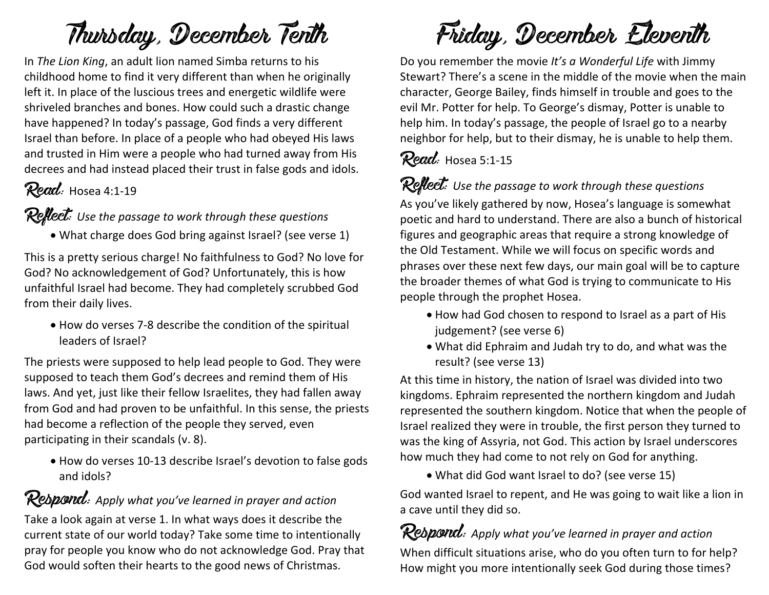# Thursday, December Tenth

In *The Lion King*, an adult lion named Simba returns to his childhood home to find it very different than when he originally left it. In place of the luscious trees and energetic wildlife were shriveled branches and bones. How could such a drastic change have happened? In today's passage, God finds a very different Israel than before. In place of a people who had obeyed His laws and trusted in Him were a people who had turned away from His decrees and had instead placed their trust in false gods and idols.

**Read:** Hosea 4:1-19

**Reflect:** *Use the passage to work through these questions*

- What charge does God bring against Israel? (see verse 1)

This is a pretty serious charge! No faithfulness to God? No love for God? No acknowledgement of God? Unfortunately, this is how unfaithful Israel had become. They had completely scrubbed God from their daily lives.

- How do verses 7-8 describe the condition of the spiritual leaders of Israel?

The priests were supposed to help lead people to God. They were supposed to teach them God's decrees and remind them of His laws. And yet, just like their fellow Israelites, they had fallen away from God and had proven to be unfaithful. In this sense, the priests had become a reflection of the people they served, even participating in their scandals (v. 8).

- How do verses 10-13 describe Israel's devotion to false gods and idols?

**Respond:** *Apply what you've learned in prayer and action*

Take a look again at verse 1. In what ways does it describe the current state of our world today? Take some time to intentionally pray for people you know who do not acknowledge God. Pray that God would soften their hearts to the good news of Christmas.

# Friday, December Eleventh

Do you remember the movie *It's a Wonderful Life* with Jimmy Stewart? There's a scene in the middle of the movie when the main character, George Bailey, finds himself in trouble and goes to the evil Mr. Potter for help. To George's dismay, Potter is unable to help him. In today's passage, the people of Israel go to a nearby neighbor for help, but to their dismay, he is unable to help them.

**Read:** Hosea 5:1-15

**Reflect:** *Use the passage to work through these questions*

As you've likely gathered by now, Hosea's language is somewhat poetic and hard to understand. There are also a bunch of historical figures and geographic areas that require a strong knowledge of the Old Testament. While we will focus on specific words and phrases over these next few days, our main goal will be to capture the broader themes of what God is trying to communicate to His people through the prophet Hosea.

- How had God chosen to respond to Israel as a part of His judgement? (see verse 6)
- What did Ephraim and Judah try to do, and what was the result? (see verse 13)

At this time in history, the nation of Israel was divided into two kingdoms. Ephraim represented the northern kingdom and Judah represented the southern kingdom. Notice that when the people of Israel realized they were in trouble, the first person they turned to was the king of Assyria, not God. This action by Israel underscores how much they had come to not rely on God for anything.

- What did God want Israel to do? (see verse 15)

God wanted Israel to repent, and He was going to wait like a lion in a cave until they did so.

**Respond:** *Apply what you've learned in prayer and action*

When difficult situations arise, who do you often turn to for help? How might you more intentionally seek God during those times?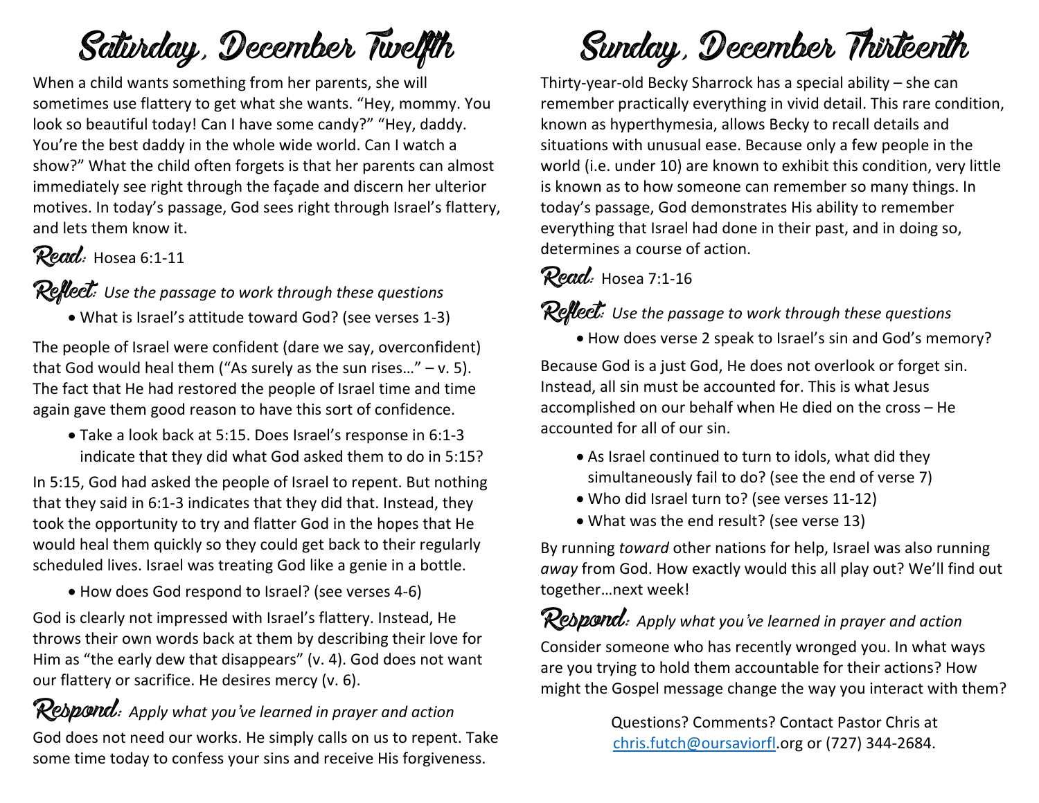# Saturday, December Twelfth

When a child wants something from her parents, she will sometimes use flattery to get what she wants. "Hey, mommy. You look so beautiful today! Can I have some candy?" "Hey, daddy. You're the best daddy in the whole wide world. Can I watch a show?" What the child often forgets is that her parents can almost immediately see right through the façade and discern her ulterior motives. In today's passage, God sees right through Israel's flattery, and lets them know it.

**Read:** Hosea 6:1-11

**Reflect:** *Use the passage to work through these questions*

- What is Israel's attitude toward God? (see verses 1-3)

The people of Israel were confident (dare we say, overconfident) that God would heal them ("As surely as the sun rises…" – v. 5). The fact that He had restored the people of Israel time and time again gave them good reason to have this sort of confidence.

- Take a look back at 5:15. Does Israel's response in 6:1-3 indicate that they did what God asked them to do in 5:15?

In 5:15, God had asked the people of Israel to repent. But nothing that they said in 6:1-3 indicates that they did that. Instead, they took the opportunity to try and flatter God in the hopes that He would heal them quickly so they could get back to their regularly scheduled lives. Israel was treating God like a genie in a bottle.

- How does God respond to Israel? (see verses 4-6)

God is clearly not impressed with Israel's flattery. Instead, He throws their own words back at them by describing their love for Him as "the early dew that disappears" (v. 4). God does not want our flattery or sacrifice. He desires mercy (v. 6).

**Respond:** *Apply what you've learned in prayer and action*

God does not need our works. He simply calls on us to repent. Take some time today to confess your sins and receive His forgiveness.

# Sunday, December Thirteenth

Thirty-year-old Becky Sharrock has a special ability – she can remember practically everything in vivid detail. This rare condition, known as hyperthymesia, allows Becky to recall details and situations with unusual ease. Because only a few people in the world (i.e. under 10) are known to exhibit this condition, very little is known as to how someone can remember so many things. In today's passage, God demonstrates His ability to remember everything that Israel had done in their past, and in doing so, determines a course of action.

**Read:** Hosea 7:1-16

**Reflect:** *Use the passage to work through these questions*

- How does verse 2 speak to Israel's sin and God's memory?

Because God is a just God, He does not overlook or forget sin. Instead, all sin must be accounted for. This is what Jesus accomplished on our behalf when He died on the cross – He accounted for all of our sin.

- As Israel continued to turn to idols, what did they simultaneously fail to do? (see the end of verse 7)
- Who did Israel turn to? (see verses 11-12)
- What was the end result? (see verse 13)

By running *toward* other nations for help, Israel was also running *away* from God. How exactly would this all play out? We'll find out together…next week!

**Respond:** *Apply what you've learned in prayer and action*

Consider someone who has recently wronged you. In what ways are you trying to hold them accountable for their actions? How might the Gospel message change the way you interact with them?

Questions? Comments? Contact Pastor Chris at chris.futch@oursaviorfl.org or (727) 344-2684.